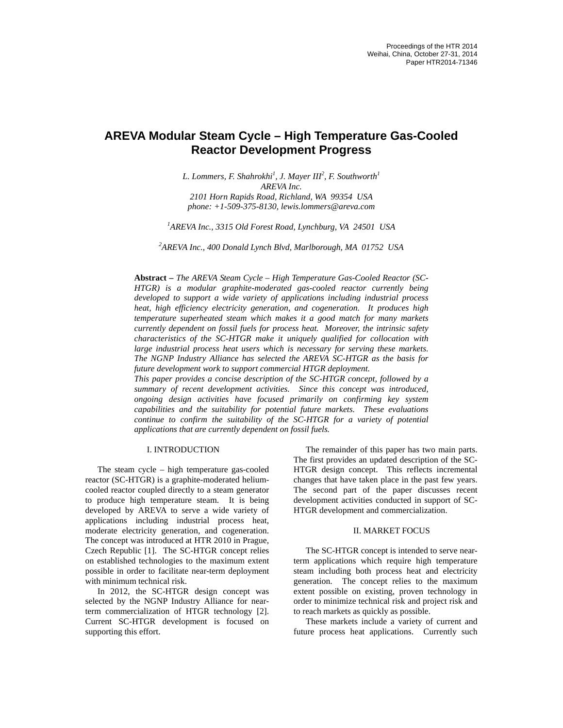Proceedings of the HTR 2014
Weihai, China, October 27-31, 2014
Paper HTR2014-71346

# AREVA Modular Steam Cycle – High Temperature Gas-Cooled Reactor Development Progress

*L. Lommers, F. Shahrokhi[1], J. Mayer III[2], F. Southworth[1]*
*AREVA Inc.*
*2101 Horn Rapids Road, Richland, WA 99354 USA*
*phone: +1-509-375-8130, lewis.lommers@areva.com*

*[1]AREVA Inc., 3315 Old Forest Road, Lynchburg, VA 24501 USA*

*[2]AREVA Inc., 400 Donald Lynch Blvd, Marlborough, MA 01752 USA*

**Abstract –** *The AREVA Steam Cycle – High Temperature Gas-Cooled Reactor (SC-HTGR) is a modular graphite-moderated gas-cooled reactor currently being developed to support a wide variety of applications including industrial process heat, high efficiency electricity generation, and cogeneration. It produces high temperature superheated steam which makes it a good match for many markets currently dependent on fossil fuels for process heat. Moreover, the intrinsic safety characteristics of the SC-HTGR make it uniquely qualified for collocation with large industrial process heat users which is necessary for serving these markets. The NGNP Industry Alliance has selected the AREVA SC-HTGR as the basis for future development work to support commercial HTGR deployment.*

*This paper provides a concise description of the SC-HTGR concept, followed by a summary of recent development activities. Since this concept was introduced, ongoing design activities have focused primarily on confirming key system capabilities and the suitability for potential future markets. These evaluations continue to confirm the suitability of the SC-HTGR for a variety of potential applications that are currently dependent on fossil fuels.*

## I. INTRODUCTION

The steam cycle – high temperature gas-cooled reactor (SC-HTGR) is a graphite-moderated helium-cooled reactor coupled directly to a steam generator to produce high temperature steam. It is being developed by AREVA to serve a wide variety of applications including industrial process heat, moderate electricity generation, and cogeneration. The concept was introduced at HTR 2010 in Prague, Czech Republic [1]. The SC-HTGR concept relies on established technologies to the maximum extent possible in order to facilitate near-term deployment with minimum technical risk.

In 2012, the SC-HTGR design concept was selected by the NGNP Industry Alliance for near-term commercialization of HTGR technology [2]. Current SC-HTGR development is focused on supporting this effort.

The remainder of this paper has two main parts. The first provides an updated description of the SC-HTGR design concept. This reflects incremental changes that have taken place in the past few years. The second part of the paper discusses recent development activities conducted in support of SC-HTGR development and commercialization.

## II. MARKET FOCUS

The SC-HTGR concept is intended to serve near-term applications which require high temperature steam including both process heat and electricity generation. The concept relies to the maximum extent possible on existing, proven technology in order to minimize technical risk and project risk and to reach markets as quickly as possible.

These markets include a variety of current and future process heat applications. Currently such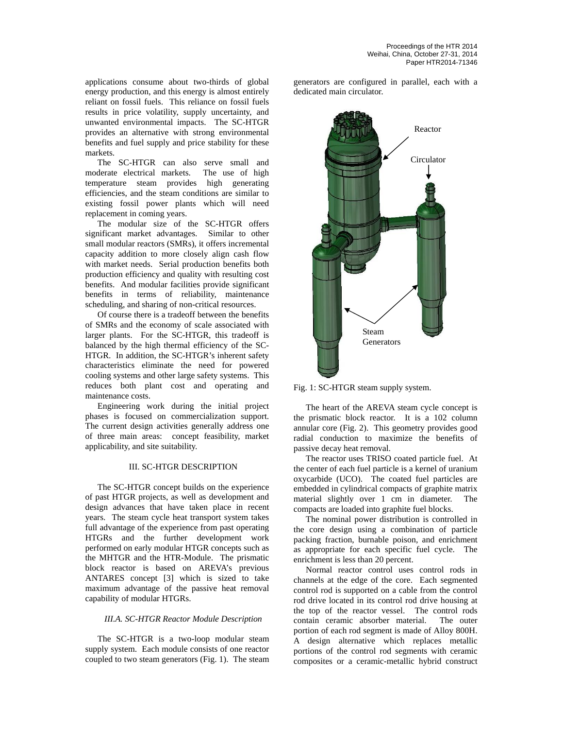applications consume about two-thirds of global energy production, and this energy is almost entirely reliant on fossil fuels. This reliance on fossil fuels results in price volatility, supply uncertainty, and unwanted environmental impacts. The SC-HTGR provides an alternative with strong environmental benefits and fuel supply and price stability for these markets.

The SC-HTGR can also serve small and moderate electrical markets. The use of high temperature steam provides high generating efficiencies, and the steam conditions are similar to existing fossil power plants which will need replacement in coming years.

The modular size of the SC-HTGR offers significant market advantages. Similar to other small modular reactors (SMRs), it offers incremental capacity addition to more closely align cash flow with market needs. Serial production benefits both production efficiency and quality with resulting cost benefits. And modular facilities provide significant benefits in terms of reliability, maintenance scheduling, and sharing of non-critical resources.

Of course there is a tradeoff between the benefits of SMRs and the economy of scale associated with larger plants. For the SC-HTGR, this tradeoff is balanced by the high thermal efficiency of the SC-HTGR. In addition, the SC-HTGR's inherent safety characteristics eliminate the need for powered cooling systems and other large safety systems. This reduces both plant cost and operating and maintenance costs.

Engineering work during the initial project phases is focused on commercialization support. The current design activities generally address one of three main areas: concept feasibility, market applicability, and site suitability.

## III. SC-HTGR DESCRIPTION

The SC-HTGR concept builds on the experience of past HTGR projects, as well as development and design advances that have taken place in recent years. The steam cycle heat transport system takes full advantage of the experience from past operating HTGRs and the further development work performed on early modular HTGR concepts such as the MHTGR and the HTR-Module. The prismatic block reactor is based on AREVA's previous ANTARES concept [3] which is sized to take maximum advantage of the passive heat removal capability of modular HTGRs.

### *III.A. SC-HTGR Reactor Module Description*

The SC-HTGR is a two-loop modular steam supply system. Each module consists of one reactor coupled to two steam generators (Fig. 1). The steam generators are configured in parallel, each with a dedicated main circulator.

Fig. 1: SC-HTGR steam supply system.

The heart of the AREVA steam cycle concept is the prismatic block reactor. It is a 102 column annular core (Fig. 2). This geometry provides good radial conduction to maximize the benefits of passive decay heat removal.

The reactor uses TRISO coated particle fuel. At the center of each fuel particle is a kernel of uranium oxycarbide (UCO). The coated fuel particles are embedded in cylindrical compacts of graphite matrix material slightly over 1 cm in diameter. The compacts are loaded into graphite fuel blocks.

The nominal power distribution is controlled in the core design using a combination of particle packing fraction, burnable poison, and enrichment as appropriate for each specific fuel cycle. The enrichment is less than 20 percent.

Normal reactor control uses control rods in channels at the edge of the core. Each segmented control rod is supported on a cable from the control rod drive located in its control rod drive housing at the top of the reactor vessel. The control rods contain ceramic absorber material. The outer portion of each rod segment is made of Alloy 800H. A design alternative which replaces metallic portions of the control rod segments with ceramic composites or a ceramic-metallic hybrid construct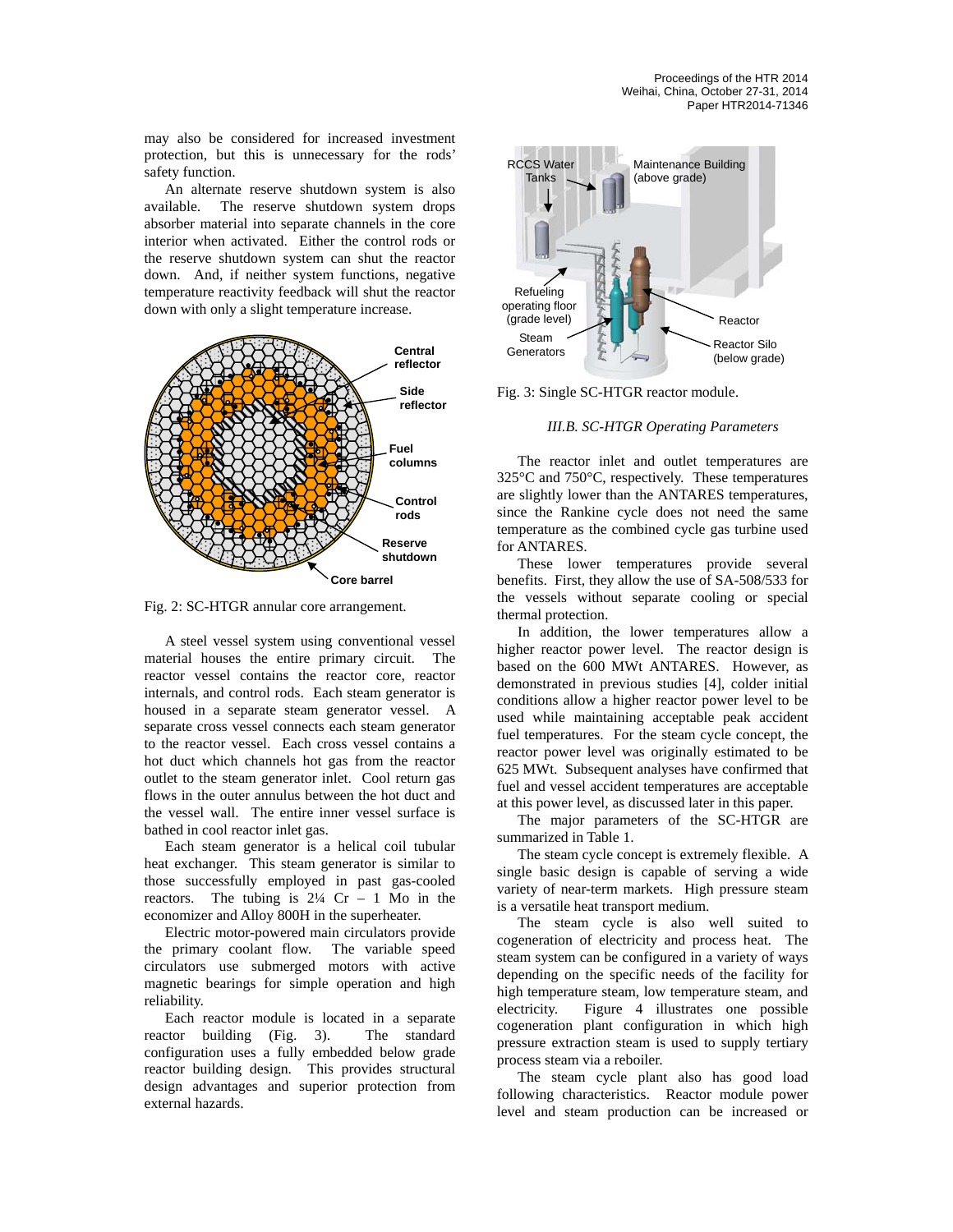may also be considered for increased investment protection, but this is unnecessary for the rods' safety function.

An alternate reserve shutdown system is also available. The reserve shutdown system drops absorber material into separate channels in the core interior when activated. Either the control rods or the reserve shutdown system can shut the reactor down. And, if neither system functions, negative temperature reactivity feedback will shut the reactor down with only a slight temperature increase.

Fig. 2: SC-HTGR annular core arrangement.

A steel vessel system using conventional vessel material houses the entire primary circuit. The reactor vessel contains the reactor core, reactor internals, and control rods. Each steam generator is housed in a separate steam generator vessel. A separate cross vessel connects each steam generator to the reactor vessel. Each cross vessel contains a hot duct which channels hot gas from the reactor outlet to the steam generator inlet. Cool return gas flows in the outer annulus between the hot duct and the vessel wall. The entire inner vessel surface is bathed in cool reactor inlet gas.

Each steam generator is a helical coil tubular heat exchanger. This steam generator is similar to those successfully employed in past gas-cooled reactors. The tubing is 2¼ Cr – 1 Mo in the economizer and Alloy 800H in the superheater.

Electric motor-powered main circulators provide the primary coolant flow. The variable speed circulators use submerged motors with active magnetic bearings for simple operation and high reliability.

Each reactor module is located in a separate reactor building (Fig. 3). The standard configuration uses a fully embedded below grade reactor building design. This provides structural design advantages and superior protection from external hazards.

Fig. 3: Single SC-HTGR reactor module.

### III.B. SC-HTGR Operating Parameters

The reactor inlet and outlet temperatures are 325°C and 750°C, respectively. These temperatures are slightly lower than the ANTARES temperatures, since the Rankine cycle does not need the same temperature as the combined cycle gas turbine used for ANTARES.

These lower temperatures provide several benefits. First, they allow the use of SA-508/533 for the vessels without separate cooling or special thermal protection.

In addition, the lower temperatures allow a higher reactor power level. The reactor design is based on the 600 MWt ANTARES. However, as demonstrated in previous studies [4], colder initial conditions allow a higher reactor power level to be used while maintaining acceptable peak accident fuel temperatures. For the steam cycle concept, the reactor power level was originally estimated to be 625 MWt. Subsequent analyses have confirmed that fuel and vessel accident temperatures are acceptable at this power level, as discussed later in this paper.

The major parameters of the SC-HTGR are summarized in Table 1.

The steam cycle concept is extremely flexible. A single basic design is capable of serving a wide variety of near-term markets. High pressure steam is a versatile heat transport medium.

The steam cycle is also well suited to cogeneration of electricity and process heat. The steam system can be configured in a variety of ways depending on the specific needs of the facility for high temperature steam, low temperature steam, and electricity. Figure 4 illustrates one possible cogeneration plant configuration in which high pressure extraction steam is used to supply tertiary process steam via a reboiler.

The steam cycle plant also has good load following characteristics. Reactor module power level and steam production can be increased or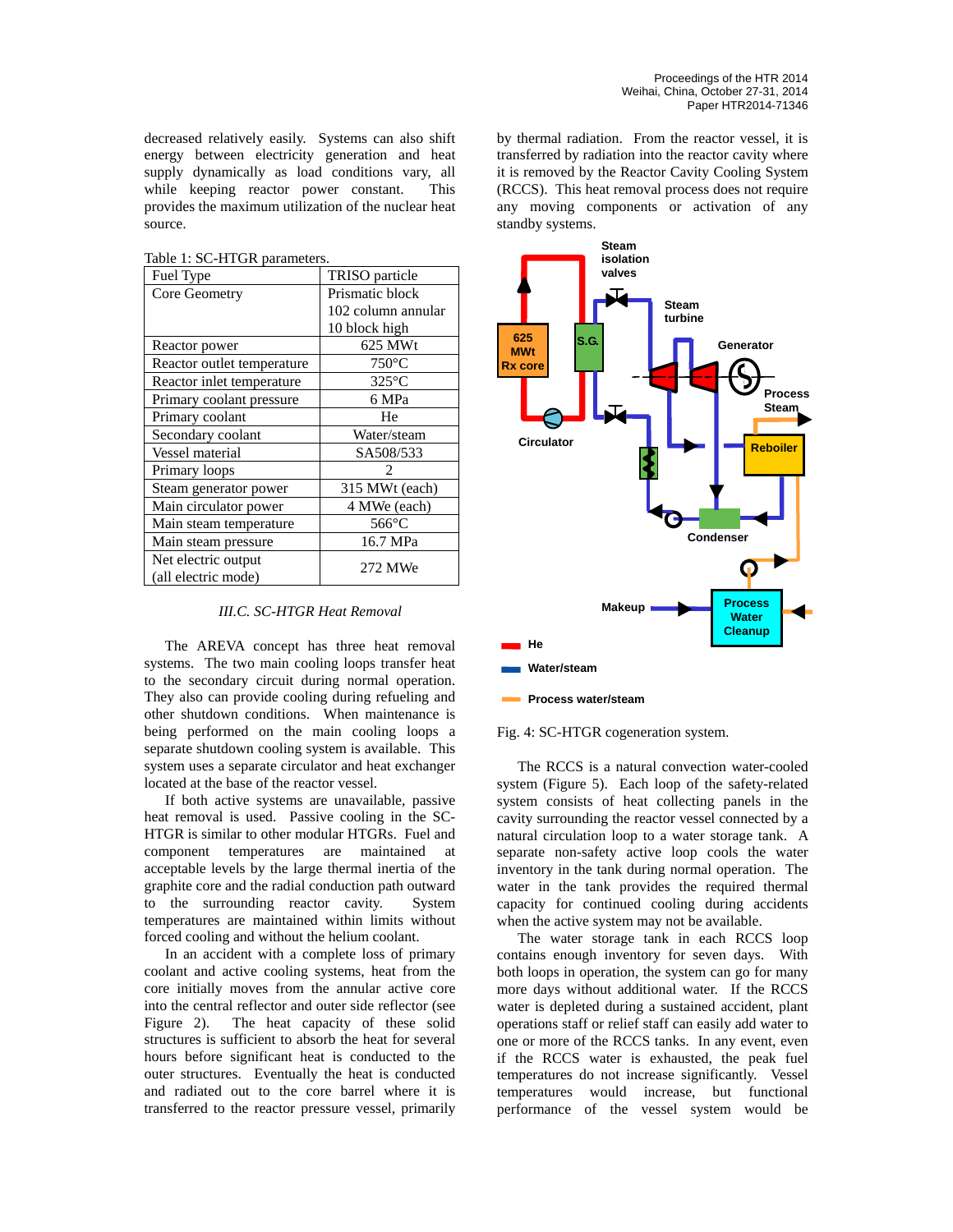decreased relatively easily. Systems can also shift energy between electricity generation and heat supply dynamically as load conditions vary, all while keeping reactor power constant. This provides the maximum utilization of the nuclear heat source.

Table 1: SC-HTGR parameters.

| Fuel Type | TRISO particle |
|---|---|
| Core Geometry | Prismatic block<br>102 column annular<br>10 block high |
| Reactor power | 625 MWt |
| Reactor outlet temperature | 750°C |
| Reactor inlet temperature | 325°C |
| Primary coolant pressure | 6 MPa |
| Primary coolant | He |
| Secondary coolant | Water/steam |
| Vessel material | SA508/533 |
| Primary loops | 2 |
| Steam generator power | 315 MWt (each) |
| Main circulator power | 4 MWe (each) |
| Main steam temperature | 566°C |
| Main steam pressure | 16.7 MPa |
| Net electric output (all electric mode) | 272 MWe |

### *III.C. SC-HTGR Heat Removal*

The AREVA concept has three heat removal systems. The two main cooling loops transfer heat to the secondary circuit during normal operation. They also can provide cooling during refueling and other shutdown conditions. When maintenance is being performed on the main cooling loops a separate shutdown cooling system is available. This system uses a separate circulator and heat exchanger located at the base of the reactor vessel.

If both active systems are unavailable, passive heat removal is used. Passive cooling in the SC-HTGR is similar to other modular HTGRs. Fuel and component temperatures are maintained at acceptable levels by the large thermal inertia of the graphite core and the radial conduction path outward to the surrounding reactor cavity. System temperatures are maintained within limits without forced cooling and without the helium coolant.

In an accident with a complete loss of primary coolant and active cooling systems, heat from the core initially moves from the annular active core into the central reflector and outer side reflector (see Figure 2). The heat capacity of these solid structures is sufficient to absorb the heat for several hours before significant heat is conducted to the outer structures. Eventually the heat is conducted and radiated out to the core barrel where it is transferred to the reactor pressure vessel, primarily by thermal radiation. From the reactor vessel, it is transferred by radiation into the reactor cavity where it is removed by the Reactor Cavity Cooling System (RCCS). This heat removal process does not require any moving components or activation of any standby systems.

Fig. 4: SC-HTGR cogeneration system.

The RCCS is a natural convection water-cooled system (Figure 5). Each loop of the safety-related system consists of heat collecting panels in the cavity surrounding the reactor vessel connected by a natural circulation loop to a water storage tank. A separate non-safety active loop cools the water inventory in the tank during normal operation. The water in the tank provides the required thermal capacity for continued cooling during accidents when the active system may not be available.

The water storage tank in each RCCS loop contains enough inventory for seven days. With both loops in operation, the system can go for many more days without additional water. If the RCCS water is depleted during a sustained accident, plant operations staff or relief staff can easily add water to one or more of the RCCS tanks. In any event, even if the RCCS water is exhausted, the peak fuel temperatures do not increase significantly. Vessel temperatures would increase, but functional performance of the vessel system would be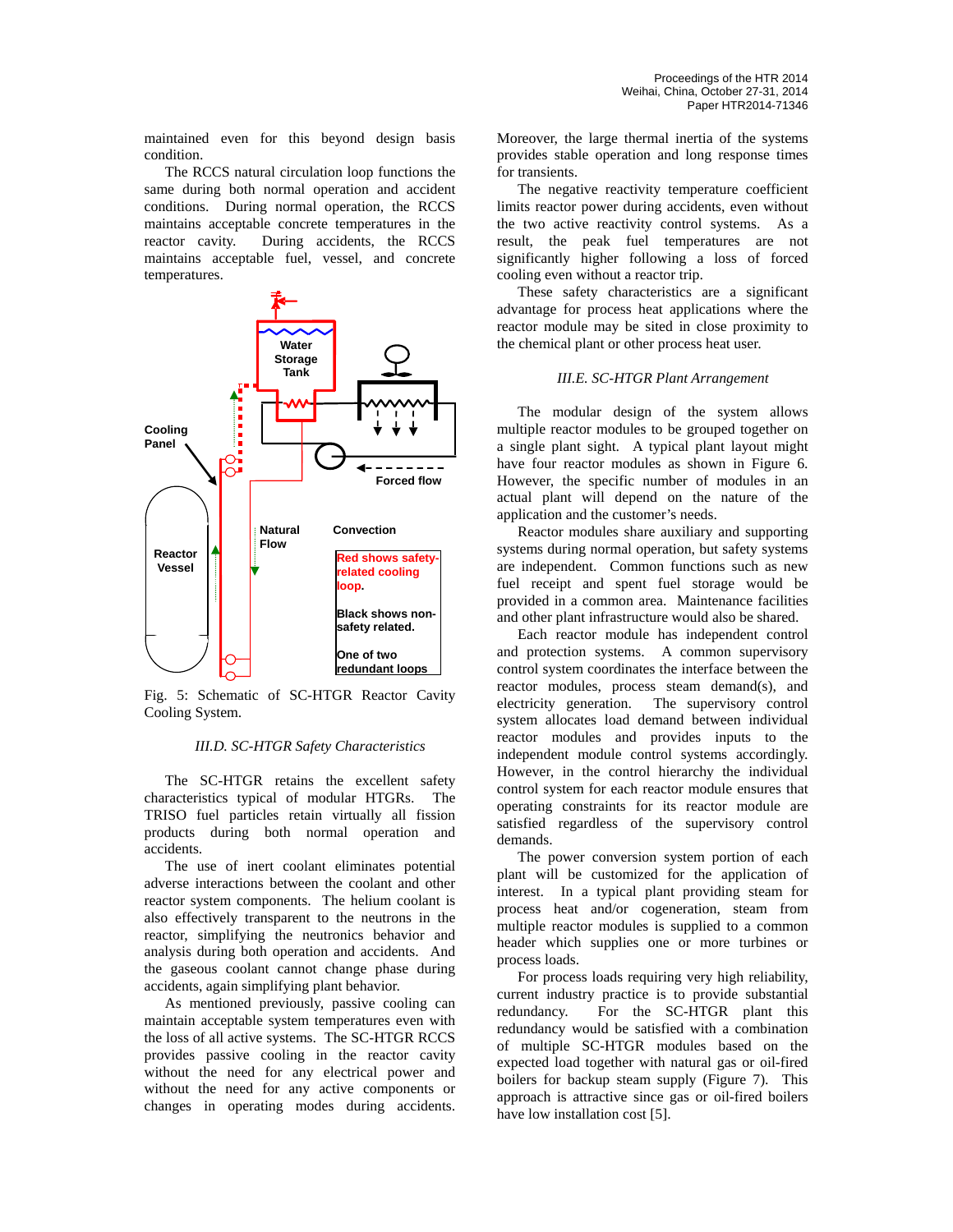maintained even for this beyond design basis condition.

The RCCS natural circulation loop functions the same during both normal operation and accident conditions. During normal operation, the RCCS maintains acceptable concrete temperatures in the reactor cavity. During accidents, the RCCS maintains acceptable fuel, vessel, and concrete temperatures.

Fig. 5: Schematic of SC-HTGR Reactor Cavity Cooling System.

### III.D. SC-HTGR Safety Characteristics

The SC-HTGR retains the excellent safety characteristics typical of modular HTGRs. The TRISO fuel particles retain virtually all fission products during both normal operation and accidents.

The use of inert coolant eliminates potential adverse interactions between the coolant and other reactor system components. The helium coolant is also effectively transparent to the neutrons in the reactor, simplifying the neutronics behavior and analysis during both operation and accidents. And the gaseous coolant cannot change phase during accidents, again simplifying plant behavior.

As mentioned previously, passive cooling can maintain acceptable system temperatures even with the loss of all active systems. The SC-HTGR RCCS provides passive cooling in the reactor cavity without the need for any electrical power and without the need for any active components or changes in operating modes during accidents. Moreover, the large thermal inertia of the systems provides stable operation and long response times for transients.

The negative reactivity temperature coefficient limits reactor power during accidents, even without the two active reactivity control systems. As a result, the peak fuel temperatures are not significantly higher following a loss of forced cooling even without a reactor trip.

These safety characteristics are a significant advantage for process heat applications where the reactor module may be sited in close proximity to the chemical plant or other process heat user.

### III.E. SC-HTGR Plant Arrangement

The modular design of the system allows multiple reactor modules to be grouped together on a single plant sight. A typical plant layout might have four reactor modules as shown in Figure 6. However, the specific number of modules in an actual plant will depend on the nature of the application and the customer's needs.

Reactor modules share auxiliary and supporting systems during normal operation, but safety systems are independent. Common functions such as new fuel receipt and spent fuel storage would be provided in a common area. Maintenance facilities and other plant infrastructure would also be shared.

Each reactor module has independent control and protection systems. A common supervisory control system coordinates the interface between the reactor modules, process steam demand(s), and electricity generation. The supervisory control system allocates load demand between individual reactor modules and provides inputs to the independent module control systems accordingly. However, in the control hierarchy the individual control system for each reactor module ensures that operating constraints for its reactor module are satisfied regardless of the supervisory control demands.

The power conversion system portion of each plant will be customized for the application of interest. In a typical plant providing steam for process heat and/or cogeneration, steam from multiple reactor modules is supplied to a common header which supplies one or more turbines or process loads.

For process loads requiring very high reliability, current industry practice is to provide substantial redundancy. For the SC-HTGR plant this redundancy would be satisfied with a combination of multiple SC-HTGR modules based on the expected load together with natural gas or oil-fired boilers for backup steam supply (Figure 7). This approach is attractive since gas or oil-fired boilers have low installation cost [5].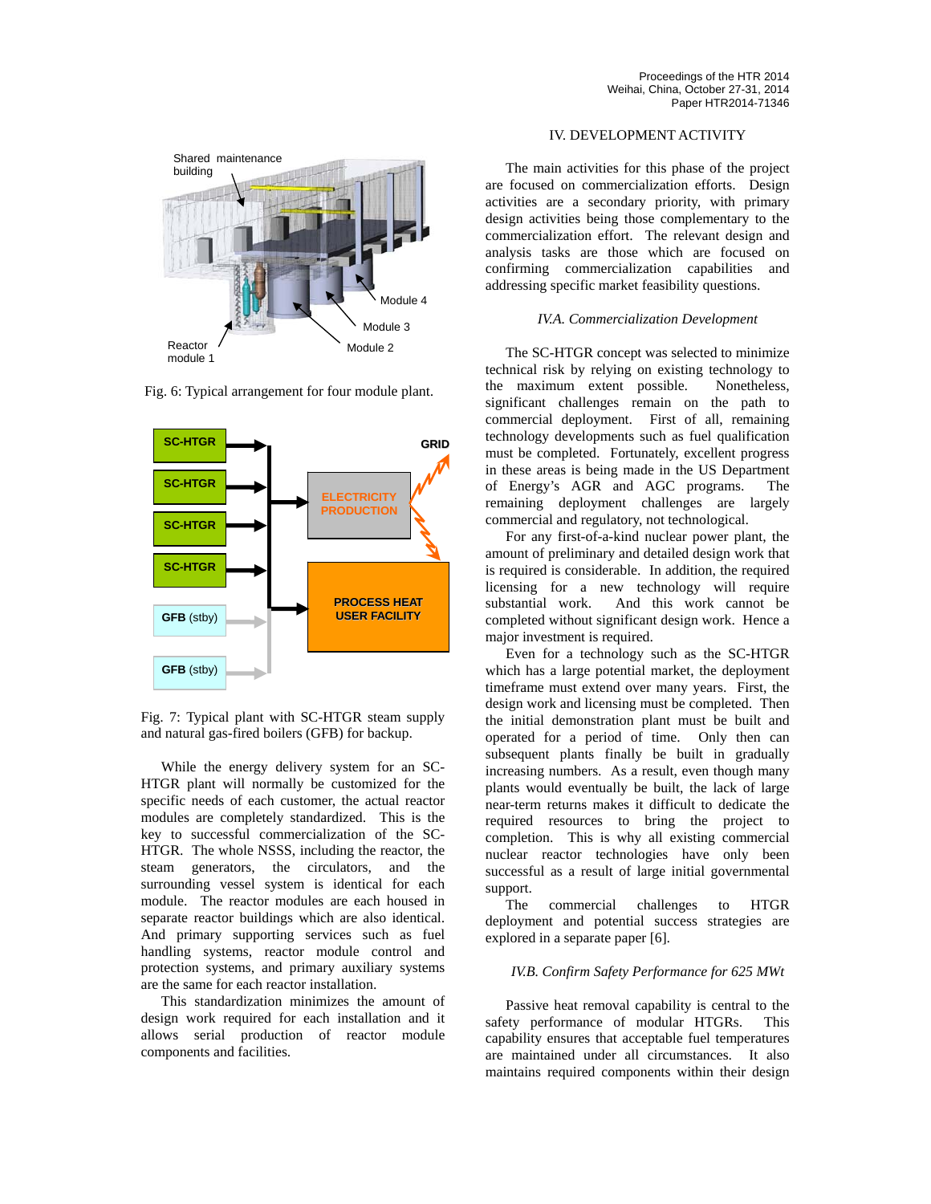Fig. 6: Typical arrangement for four module plant.

Fig. 7: Typical plant with SC-HTGR steam supply and natural gas-fired boilers (GFB) for backup.

While the energy delivery system for an SC-HTGR plant will normally be customized for the specific needs of each customer, the actual reactor modules are completely standardized. This is the key to successful commercialization of the SC-HTGR. The whole NSSS, including the reactor, the steam generators, the circulators, and the surrounding vessel system is identical for each module. The reactor modules are each housed in separate reactor buildings which are also identical. And primary supporting services such as fuel handling systems, reactor module control and protection systems, and primary auxiliary systems are the same for each reactor installation.

This standardization minimizes the amount of design work required for each installation and it allows serial production of reactor module components and facilities.

## IV. DEVELOPMENT ACTIVITY

The main activities for this phase of the project are focused on commercialization efforts. Design activities are a secondary priority, with primary design activities being those complementary to the commercialization effort. The relevant design and analysis tasks are those which are focused on confirming commercialization capabilities and addressing specific market feasibility questions.

### *IV.A. Commercialization Development*

The SC-HTGR concept was selected to minimize technical risk by relying on existing technology to the maximum extent possible. Nonetheless, significant challenges remain on the path to commercial deployment. First of all, remaining technology developments such as fuel qualification must be completed. Fortunately, excellent progress in these areas is being made in the US Department of Energy's AGR and AGC programs. The remaining deployment challenges are largely commercial and regulatory, not technological.

For any first-of-a-kind nuclear power plant, the amount of preliminary and detailed design work that is required is considerable. In addition, the required licensing for a new technology will require substantial work. And this work cannot be completed without significant design work. Hence a major investment is required.

Even for a technology such as the SC-HTGR which has a large potential market, the deployment timeframe must extend over many years. First, the design work and licensing must be completed. Then the initial demonstration plant must be built and operated for a period of time. Only then can subsequent plants finally be built in gradually increasing numbers. As a result, even though many plants would eventually be built, the lack of large near-term returns makes it difficult to dedicate the required resources to bring the project to completion. This is why all existing commercial nuclear reactor technologies have only been successful as a result of large initial governmental support.

The commercial challenges to HTGR deployment and potential success strategies are explored in a separate paper [6].

### *IV.B. Confirm Safety Performance for 625 MWt*

Passive heat removal capability is central to the safety performance of modular HTGRs. This capability ensures that acceptable fuel temperatures are maintained under all circumstances. It also maintains required components within their design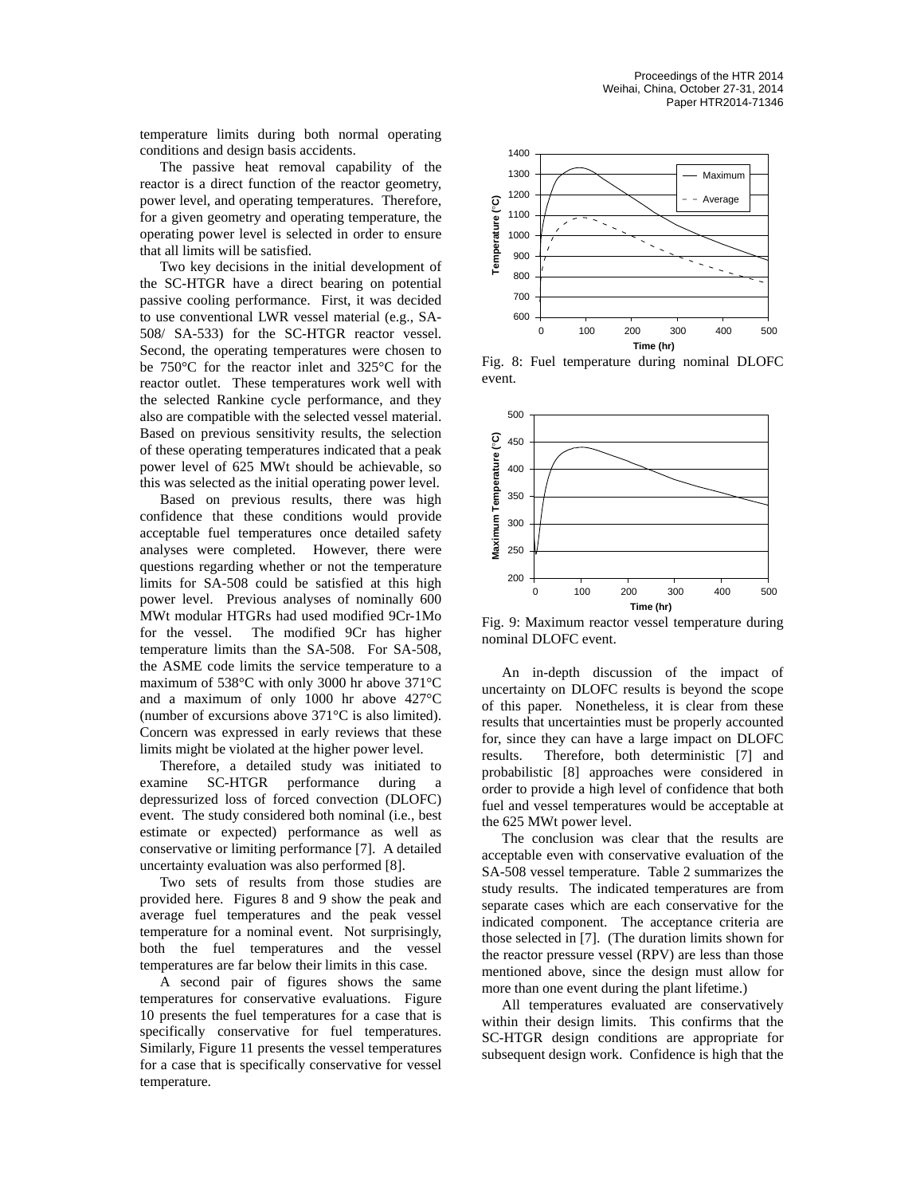temperature limits during both normal operating conditions and design basis accidents.

The passive heat removal capability of the reactor is a direct function of the reactor geometry, power level, and operating temperatures. Therefore, for a given geometry and operating temperature, the operating power level is selected in order to ensure that all limits will be satisfied.

Two key decisions in the initial development of the SC-HTGR have a direct bearing on potential passive cooling performance. First, it was decided to use conventional LWR vessel material (e.g., SA-508/ SA-533) for the SC-HTGR reactor vessel. Second, the operating temperatures were chosen to be 750°C for the reactor inlet and 325°C for the reactor outlet. These temperatures work well with the selected Rankine cycle performance, and they also are compatible with the selected vessel material. Based on previous sensitivity results, the selection of these operating temperatures indicated that a peak power level of 625 MWt should be achievable, so this was selected as the initial operating power level.

Based on previous results, there was high confidence that these conditions would provide acceptable fuel temperatures once detailed safety analyses were completed. However, there were questions regarding whether or not the temperature limits for SA-508 could be satisfied at this high power level. Previous analyses of nominally 600 MWt modular HTGRs had used modified 9Cr-1Mo for the vessel. The modified 9Cr has higher temperature limits than the SA-508. For SA-508, the ASME code limits the service temperature to a maximum of 538°C with only 3000 hr above 371°C and a maximum of only 1000 hr above 427°C (number of excursions above 371°C is also limited). Concern was expressed in early reviews that these limits might be violated at the higher power level.

Therefore, a detailed study was initiated to examine SC-HTGR performance during a depressurized loss of forced convection (DLOFC) event. The study considered both nominal (i.e., best estimate or expected) performance as well as conservative or limiting performance [7]. A detailed uncertainty evaluation was also performed [8].

Two sets of results from those studies are provided here. Figures 8 and 9 show the peak and average fuel temperatures and the peak vessel temperature for a nominal event. Not surprisingly, both the fuel temperatures and the vessel temperatures are far below their limits in this case.

A second pair of figures shows the same temperatures for conservative evaluations. Figure 10 presents the fuel temperatures for a case that is specifically conservative for fuel temperatures. Similarly, Figure 11 presents the vessel temperatures for a case that is specifically conservative for vessel temperature.

Fig. 8: Fuel temperature during nominal DLOFC event.

Fig. 9: Maximum reactor vessel temperature during nominal DLOFC event.

An in-depth discussion of the impact of uncertainty on DLOFC results is beyond the scope of this paper. Nonetheless, it is clear from these results that uncertainties must be properly accounted for, since they can have a large impact on DLOFC results. Therefore, both deterministic [7] and probabilistic [8] approaches were considered in order to provide a high level of confidence that both fuel and vessel temperatures would be acceptable at the 625 MWt power level.

The conclusion was clear that the results are acceptable even with conservative evaluation of the SA-508 vessel temperature. Table 2 summarizes the study results. The indicated temperatures are from separate cases which are each conservative for the indicated component. The acceptance criteria are those selected in [7]. (The duration limits shown for the reactor pressure vessel (RPV) are less than those mentioned above, since the design must allow for more than one event during the plant lifetime.)

All temperatures evaluated are conservatively within their design limits. This confirms that the SC-HTGR design conditions are appropriate for subsequent design work. Confidence is high that the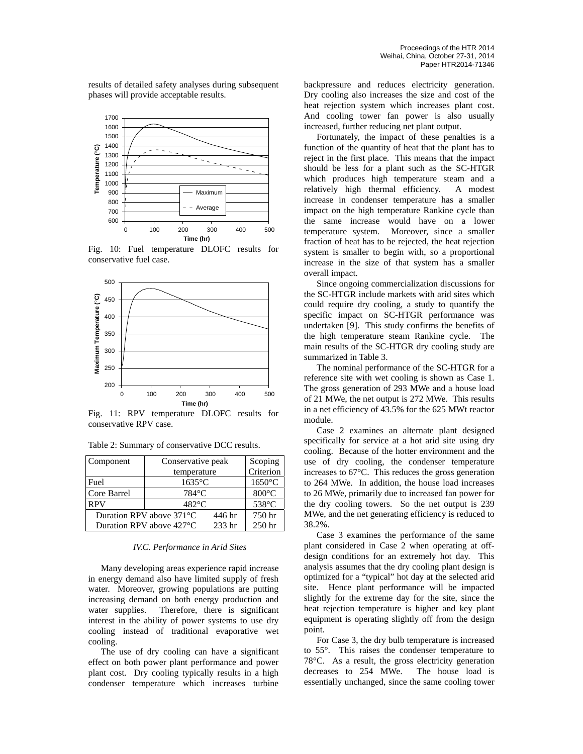results of detailed safety analyses during subsequent phases will provide acceptable results.

Fig. 10: Fuel temperature DLOFC results for conservative fuel case.

Fig. 11: RPV temperature DLOFC results for conservative RPV case.

Table 2: Summary of conservative DCC results.

| Component | Conservative peak temperature | Scoping Criterion |
|---|---|---|
| Fuel | 1635°C | 1650°C |
| Core Barrel | 784°C | 800°C |
| RPV | 482°C | 538°C |
| Duration RPV above 371°C | 446 hr | 750 hr |
| Duration RPV above 427°C | 233 hr | 250 hr |

### *IV.C. Performance in Arid Sites*

Many developing areas experience rapid increase in energy demand also have limited supply of fresh water. Moreover, growing populations are putting increasing demand on both energy production and water supplies. Therefore, there is significant interest in the ability of power systems to use dry cooling instead of traditional evaporative wet cooling.

The use of dry cooling can have a significant effect on both power plant performance and power plant cost. Dry cooling typically results in a high condenser temperature which increases turbine backpressure and reduces electricity generation. Dry cooling also increases the size and cost of the heat rejection system which increases plant cost. And cooling tower fan power is also usually increased, further reducing net plant output.

Fortunately, the impact of these penalties is a function of the quantity of heat that the plant has to reject in the first place. This means that the impact should be less for a plant such as the SC-HTGR which produces high temperature steam and a relatively high thermal efficiency. A modest increase in condenser temperature has a smaller impact on the high temperature Rankine cycle than the same increase would have on a lower temperature system. Moreover, since a smaller fraction of heat has to be rejected, the heat rejection system is smaller to begin with, so a proportional increase in the size of that system has a smaller overall impact.

Since ongoing commercialization discussions for the SC-HTGR include markets with arid sites which could require dry cooling, a study to quantify the specific impact on SC-HTGR performance was undertaken [9]. This study confirms the benefits of the high temperature steam Rankine cycle. The main results of the SC-HTGR dry cooling study are summarized in Table 3.

The nominal performance of the SC-HTGR for a reference site with wet cooling is shown as Case 1. The gross generation of 293 MWe and a house load of 21 MWe, the net output is 272 MWe. This results in a net efficiency of 43.5% for the 625 MWt reactor module.

Case 2 examines an alternate plant designed specifically for service at a hot arid site using dry cooling. Because of the hotter environment and the use of dry cooling, the condenser temperature increases to 67°C. This reduces the gross generation to 264 MWe. In addition, the house load increases to 26 MWe, primarily due to increased fan power for the dry cooling towers. So the net output is 239 MWe, and the net generating efficiency is reduced to 38.2%.

Case 3 examines the performance of the same plant considered in Case 2 when operating at off-design conditions for an extremely hot day. This analysis assumes that the dry cooling plant design is optimized for a "typical" hot day at the selected arid site. Hence plant performance will be impacted slightly for the extreme day for the site, since the heat rejection temperature is higher and key plant equipment is operating slightly off from the design point.

For Case 3, the dry bulb temperature is increased to 55°. This raises the condenser temperature to 78°C. As a result, the gross electricity generation decreases to 254 MWe. The house load is essentially unchanged, since the same cooling tower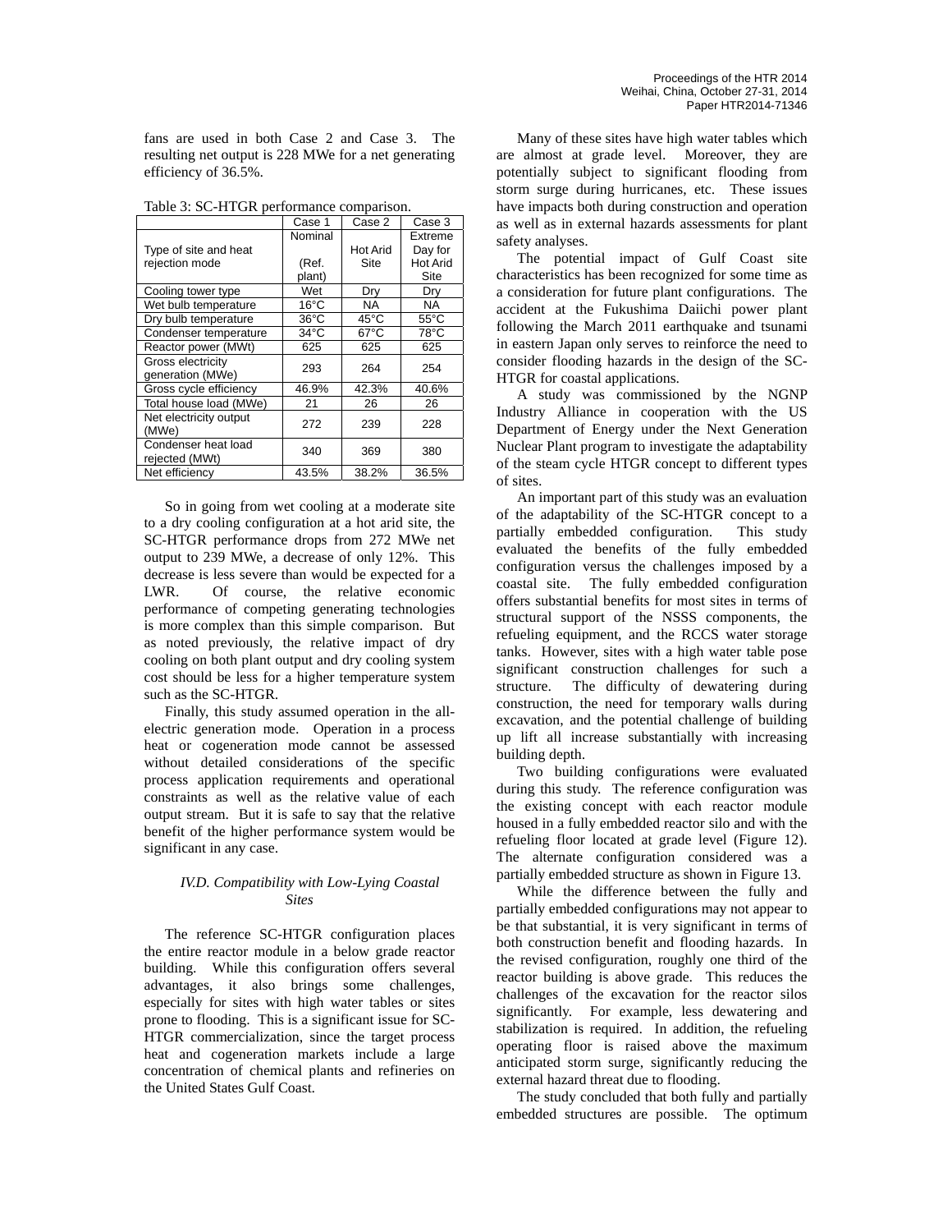fans are used in both Case 2 and Case 3. The resulting net output is 228 MWe for a net generating efficiency of 36.5%.

Table 3: SC-HTGR performance comparison.

| | Case 1 | Case 2 | Case 3 |
|---|---|---|---|
| Type of site and heat rejection mode | Nominal (Ref. plant) | Hot Arid Site | Extreme Day for Hot Arid Site |
| Cooling tower type | Wet | Dry | Dry |
| Wet bulb temperature | 16°C | NA | NA |
| Dry bulb temperature | 36°C | 45°C | 55°C |
| Condenser temperature | 34°C | 67°C | 78°C |
| Reactor power (MWt) | 625 | 625 | 625 |
| Gross electricity generation (MWe) | 293 | 264 | 254 |
| Gross cycle efficiency | 46.9% | 42.3% | 40.6% |
| Total house load (MWe) | 21 | 26 | 26 |
| Net electricity output (MWe) | 272 | 239 | 228 |
| Condenser heat load rejected (MWt) | 340 | 369 | 380 |
| Net efficiency | 43.5% | 38.2% | 36.5% |

So in going from wet cooling at a moderate site to a dry cooling configuration at a hot arid site, the SC-HTGR performance drops from 272 MWe net output to 239 MWe, a decrease of only 12%. This decrease is less severe than would be expected for a LWR. Of course, the relative economic performance of competing generating technologies is more complex than this simple comparison. But as noted previously, the relative impact of dry cooling on both plant output and dry cooling system cost should be less for a higher temperature system such as the SC-HTGR.

Finally, this study assumed operation in the all-electric generation mode. Operation in a process heat or cogeneration mode cannot be assessed without detailed considerations of the specific process application requirements and operational constraints as well as the relative value of each output stream. But it is safe to say that the relative benefit of the higher performance system would be significant in any case.

### *IV.D. Compatibility with Low-Lying Coastal Sites*

The reference SC-HTGR configuration places the entire reactor module in a below grade reactor building. While this configuration offers several advantages, it also brings some challenges, especially for sites with high water tables or sites prone to flooding. This is a significant issue for SC-HTGR commercialization, since the target process heat and cogeneration markets include a large concentration of chemical plants and refineries on the United States Gulf Coast.

Many of these sites have high water tables which are almost at grade level. Moreover, they are potentially subject to significant flooding from storm surge during hurricanes, etc. These issues have impacts both during construction and operation as well as in external hazards assessments for plant safety analyses.

The potential impact of Gulf Coast site characteristics has been recognized for some time as a consideration for future plant configurations. The accident at the Fukushima Daiichi power plant following the March 2011 earthquake and tsunami in eastern Japan only serves to reinforce the need to consider flooding hazards in the design of the SC-HTGR for coastal applications.

A study was commissioned by the NGNP Industry Alliance in cooperation with the US Department of Energy under the Next Generation Nuclear Plant program to investigate the adaptability of the steam cycle HTGR concept to different types of sites.

An important part of this study was an evaluation of the adaptability of the SC-HTGR concept to a partially embedded configuration. This study evaluated the benefits of the fully embedded configuration versus the challenges imposed by a coastal site. The fully embedded configuration offers substantial benefits for most sites in terms of structural support of the NSSS components, the refueling equipment, and the RCCS water storage tanks. However, sites with a high water table pose significant construction challenges for such a structure. The difficulty of dewatering during construction, the need for temporary walls during excavation, and the potential challenge of building up lift all increase substantially with increasing building depth.

Two building configurations were evaluated during this study. The reference configuration was the existing concept with each reactor module housed in a fully embedded reactor silo and with the refueling floor located at grade level (Figure 12). The alternate configuration considered was a partially embedded structure as shown in Figure 13.

While the difference between the fully and partially embedded configurations may not appear to be that substantial, it is very significant in terms of both construction benefit and flooding hazards. In the revised configuration, roughly one third of the reactor building is above grade. This reduces the challenges of the excavation for the reactor silos significantly. For example, less dewatering and stabilization is required. In addition, the refueling operating floor is raised above the maximum anticipated storm surge, significantly reducing the external hazard threat due to flooding.

The study concluded that both fully and partially embedded structures are possible. The optimum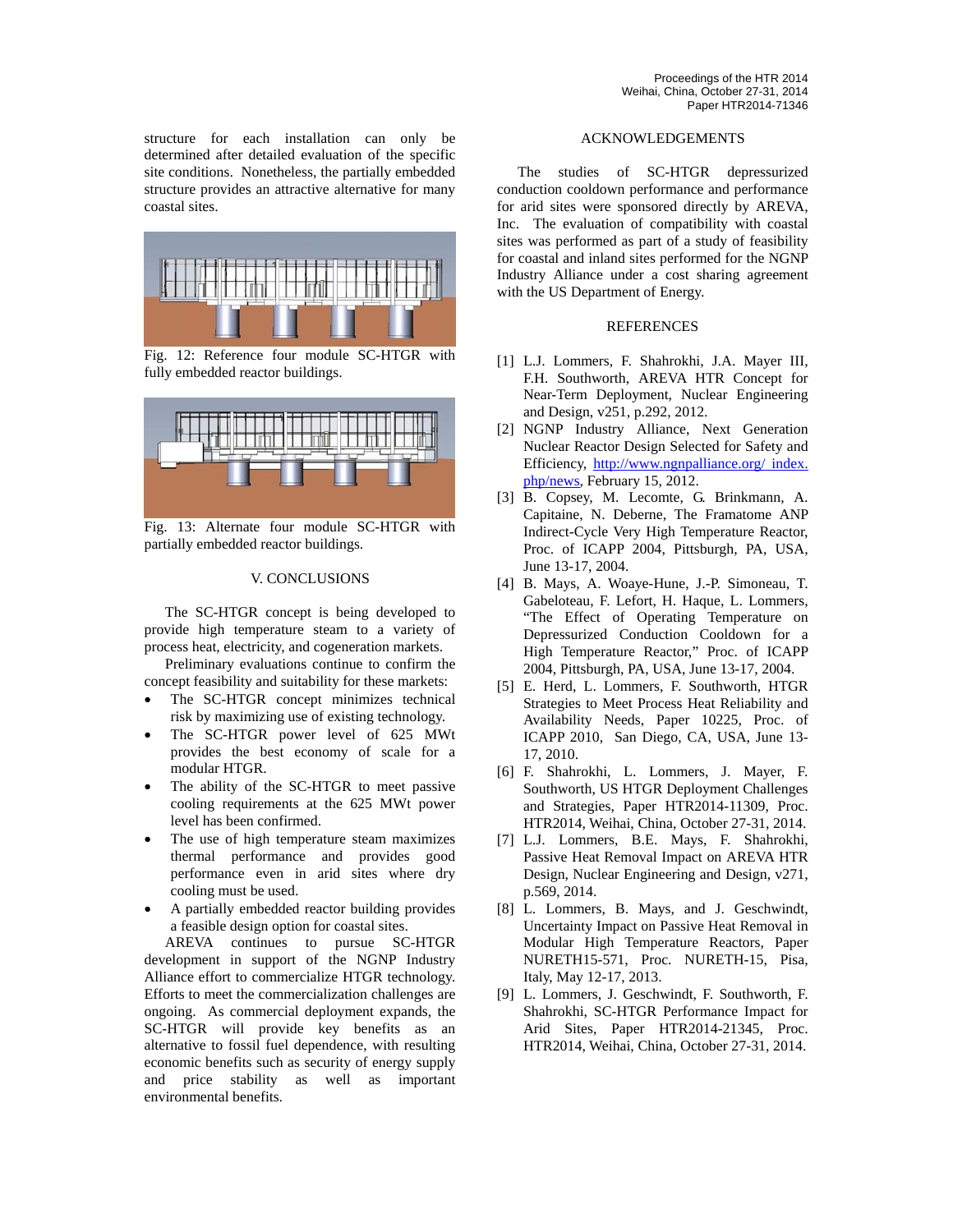structure for each installation can only be determined after detailed evaluation of the specific site conditions. Nonetheless, the partially embedded structure provides an attractive alternative for many coastal sites.

Fig. 12: Reference four module SC-HTGR with fully embedded reactor buildings.

Fig. 13: Alternate four module SC-HTGR with partially embedded reactor buildings.

## V. CONCLUSIONS

The SC-HTGR concept is being developed to provide high temperature steam to a variety of process heat, electricity, and cogeneration markets.

Preliminary evaluations continue to confirm the concept feasibility and suitability for these markets:

- The SC-HTGR concept minimizes technical risk by maximizing use of existing technology.
- The SC-HTGR power level of 625 MWt provides the best economy of scale for a modular HTGR.
- The ability of the SC-HTGR to meet passive cooling requirements at the 625 MWt power level has been confirmed.
- The use of high temperature steam maximizes thermal performance and provides good performance even in arid sites where dry cooling must be used.
- A partially embedded reactor building provides a feasible design option for coastal sites.

AREVA continues to pursue SC-HTGR development in support of the NGNP Industry Alliance effort to commercialize HTGR technology. Efforts to meet the commercialization challenges are ongoing. As commercial deployment expands, the SC-HTGR will provide key benefits as an alternative to fossil fuel dependence, with resulting economic benefits such as security of energy supply and price stability as well as important environmental benefits.

## ACKNOWLEDGEMENTS

The studies of SC-HTGR depressurized conduction cooldown performance and performance for arid sites were sponsored directly by AREVA, Inc. The evaluation of compatibility with coastal sites was performed as part of a study of feasibility for coastal and inland sites performed for the NGNP Industry Alliance under a cost sharing agreement with the US Department of Energy.

## REFERENCES

[1] L.J. Lommers, F. Shahrokhi, J.A. Mayer III, F.H. Southworth, AREVA HTR Concept for Near-Term Deployment, Nuclear Engineering and Design, v251, p.292, 2012.

[2] NGNP Industry Alliance, Next Generation Nuclear Reactor Design Selected for Safety and Efficiency, http://www.ngnpalliance.org/ index.php/news, February 15, 2012.

[3] B. Copsey, M. Lecomte, G. Brinkmann, A. Capitaine, N. Deberne, The Framatome ANP Indirect-Cycle Very High Temperature Reactor, Proc. of ICAPP 2004, Pittsburgh, PA, USA, June 13-17, 2004.

[4] B. Mays, A. Woaye-Hune, J.-P. Simoneau, T. Gabeloteau, F. Lefort, H. Haque, L. Lommers, "The Effect of Operating Temperature on Depressurized Conduction Cooldown for a High Temperature Reactor," Proc. of ICAPP 2004, Pittsburgh, PA, USA, June 13-17, 2004.

[5] E. Herd, L. Lommers, F. Southworth, HTGR Strategies to Meet Process Heat Reliability and Availability Needs, Paper 10225, Proc. of ICAPP 2010, San Diego, CA, USA, June 13-17, 2010.

[6] F. Shahrokhi, L. Lommers, J. Mayer, F. Southworth, US HTGR Deployment Challenges and Strategies, Paper HTR2014-11309, Proc. HTR2014, Weihai, China, October 27-31, 2014.

[7] L.J. Lommers, B.E. Mays, F. Shahrokhi, Passive Heat Removal Impact on AREVA HTR Design, Nuclear Engineering and Design, v271, p.569, 2014.

[8] L. Lommers, B. Mays, and J. Geschwindt, Uncertainty Impact on Passive Heat Removal in Modular High Temperature Reactors, Paper NURETH15-571, Proc. NURETH-15, Pisa, Italy, May 12-17, 2013.

[9] L. Lommers, J. Geschwindt, F. Southworth, F. Shahrokhi, SC-HTGR Performance Impact for Arid Sites, Paper HTR2014-21345, Proc. HTR2014, Weihai, China, October 27-31, 2014.